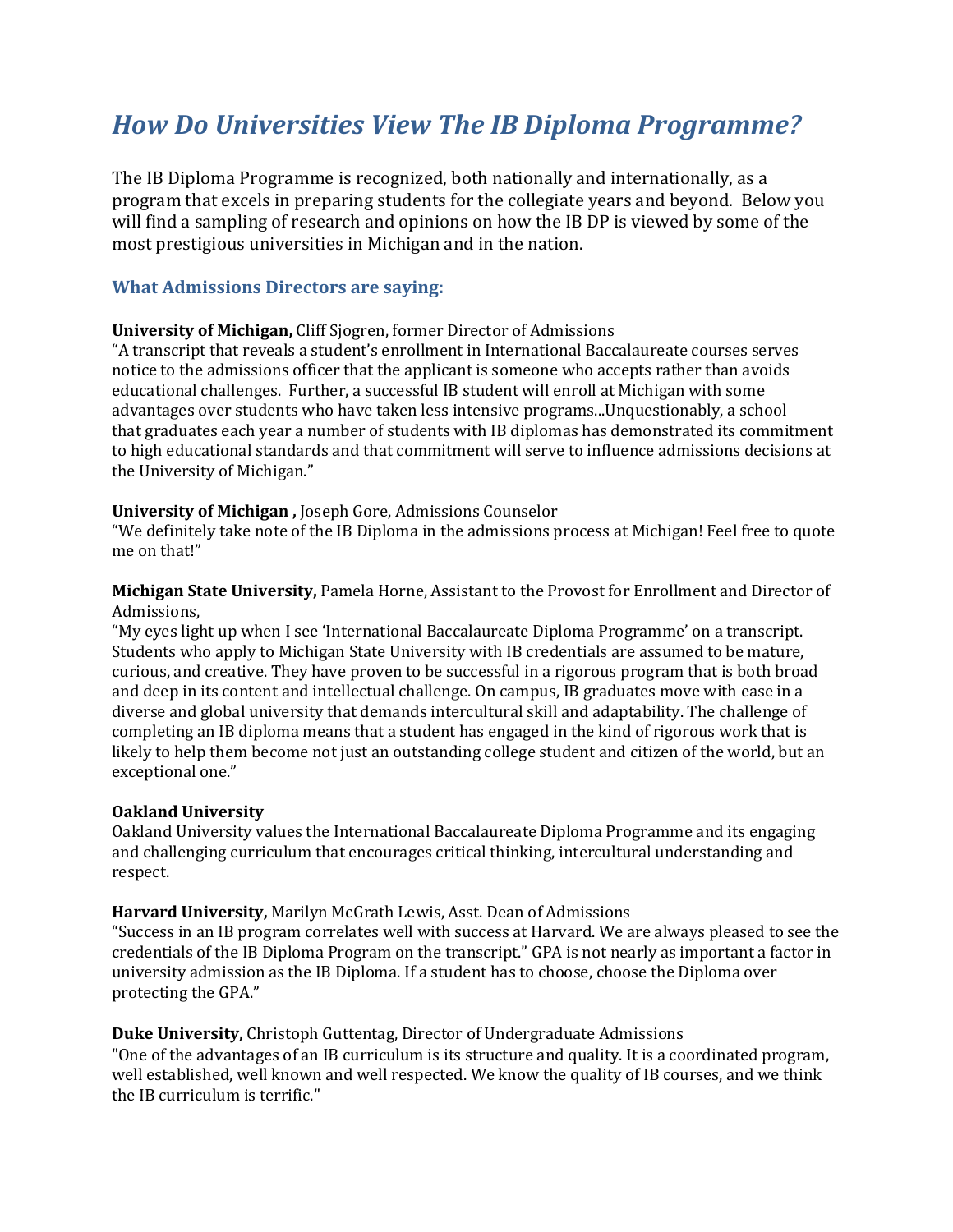# *How Do Universities View The IB Diploma Programme?*

The IB Diploma Programme is recognized, both nationally and internationally, as a program that excels in preparing students for the collegiate years and beyond. Below you will find a sampling of research and opinions on how the IB DP is viewed by some of the most prestigious universities in Michigan and in the nation.

## What Admissions Directors are saying:

**University of Michigan,** Cliff Sjogren, former Director of Admissions
"A transcript that reveals a student's enrollment in International Baccalaureate courses serves notice to the admissions officer that the applicant is someone who accepts rather than avoids educational challenges. Further, a successful IB student will enroll at Michigan with some advantages over students who have taken less intensive programs...Unquestionably, a school that graduates each year a number of students with IB diplomas has demonstrated its commitment to high educational standards and that commitment will serve to influence admissions decisions at the University of Michigan."

**University of Michigan ,** Joseph Gore, Admissions Counselor
"We definitely take note of the IB Diploma in the admissions process at Michigan! Feel free to quote me on that!"

**Michigan State University,** Pamela Horne, Assistant to the Provost for Enrollment and Director of Admissions,
"My eyes light up when I see 'International Baccalaureate Diploma Programme' on a transcript. Students who apply to Michigan State University with IB credentials are assumed to be mature, curious, and creative. They have proven to be successful in a rigorous program that is both broad and deep in its content and intellectual challenge. On campus, IB graduates move with ease in a diverse and global university that demands intercultural skill and adaptability. The challenge of completing an IB diploma means that a student has engaged in the kind of rigorous work that is likely to help them become not just an outstanding college student and citizen of the world, but an exceptional one."

**Oakland University**
Oakland University values the International Baccalaureate Diploma Programme and its engaging and challenging curriculum that encourages critical thinking, intercultural understanding and respect.

**Harvard University,** Marilyn McGrath Lewis, Asst. Dean of Admissions
"Success in an IB program correlates well with success at Harvard. We are always pleased to see the credentials of the IB Diploma Program on the transcript." GPA is not nearly as important a factor in university admission as the IB Diploma. If a student has to choose, choose the Diploma over protecting the GPA."

**Duke University,** Christoph Guttentag, Director of Undergraduate Admissions
"One of the advantages of an IB curriculum is its structure and quality. It is a coordinated program, well established, well known and well respected. We know the quality of IB courses, and we think the IB curriculum is terrific."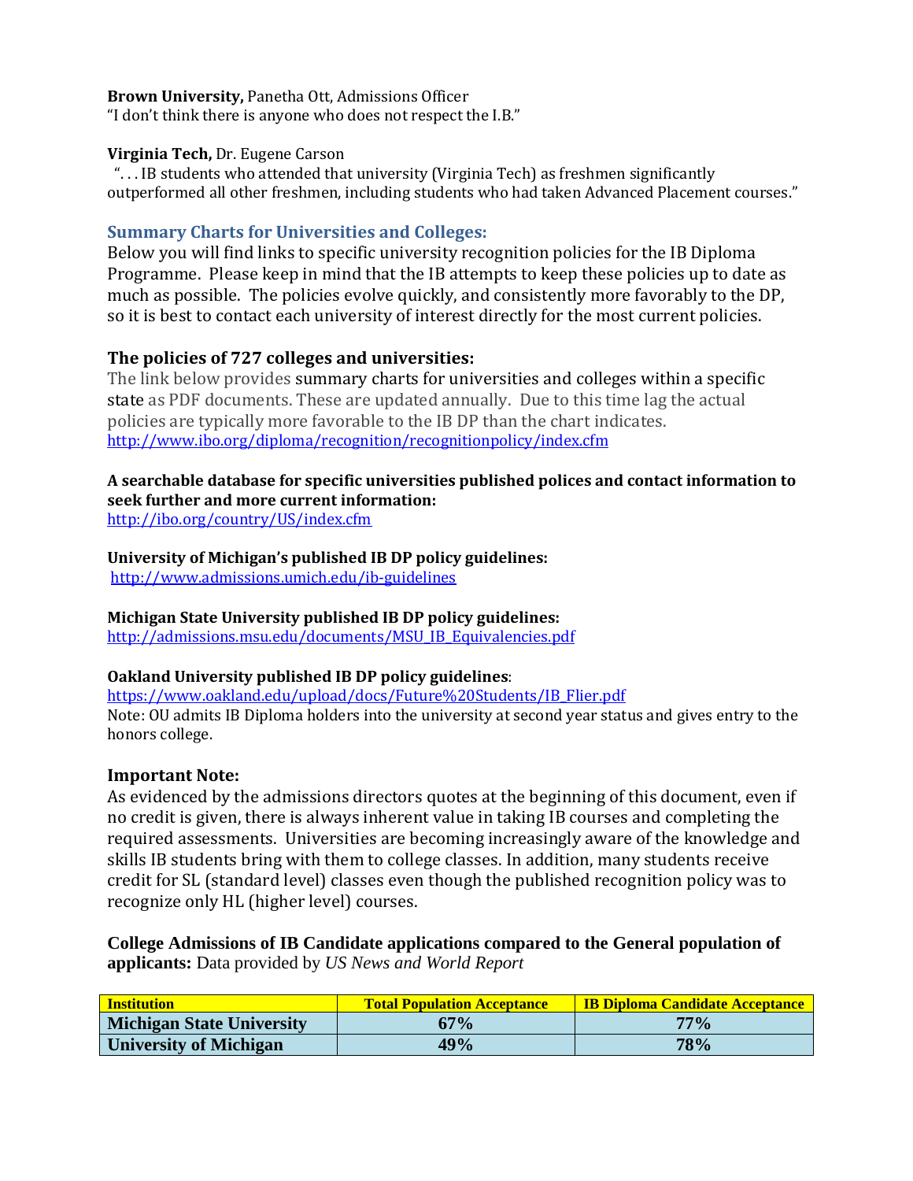**Brown University,** Panetha Ott, Admissions Officer
"I don't think there is anyone who does not respect the I.B."

**Virginia Tech,** Dr. Eugene Carson
". . . IB students who attended that university (Virginia Tech) as freshmen significantly outperformed all other freshmen, including students who had taken Advanced Placement courses."

## Summary Charts for Universities and Colleges:

Below you will find links to specific university recognition policies for the IB Diploma Programme. Please keep in mind that the IB attempts to keep these policies up to date as much as possible. The policies evolve quickly, and consistently more favorably to the DP, so it is best to contact each university of interest directly for the most current policies.

### The policies of 727 colleges and universities:

The link below provides summary charts for universities and colleges within a specific state as PDF documents. These are updated annually. Due to this time lag the actual policies are typically more favorable to the IB DP than the chart indicates.
http://www.ibo.org/diploma/recognition/recognitionpolicy/index.cfm

**A searchable database for specific universities published polices and contact information to seek further and more current information:**
http://ibo.org/country/US/index.cfm

**University of Michigan's published IB DP policy guidelines:**
http://www.admissions.umich.edu/ib-guidelines

**Michigan State University published IB DP policy guidelines:**
http://admissions.msu.edu/documents/MSU_IB_Equivalencies.pdf

**Oakland University published IB DP policy guidelines**:
https://www.oakland.edu/upload/docs/Future%20Students/IB_Flier.pdf
Note: OU admits IB Diploma holders into the university at second year status and gives entry to the honors college.

### Important Note:

As evidenced by the admissions directors quotes at the beginning of this document, even if no credit is given, there is always inherent value in taking IB courses and completing the required assessments. Universities are becoming increasingly aware of the knowledge and skills IB students bring with them to college classes. In addition, many students receive credit for SL (standard level) classes even though the published recognition policy was to recognize only HL (higher level) courses.

**College Admissions of IB Candidate applications compared to the General population of applicants:** Data provided by *US News and World Report*

| Institution | Total Population Acceptance | IB Diploma Candidate Acceptance |
|---|---|---|
| **Michigan State University** | **67%** | **77%** |
| **University of Michigan** | **49%** | **78%** |